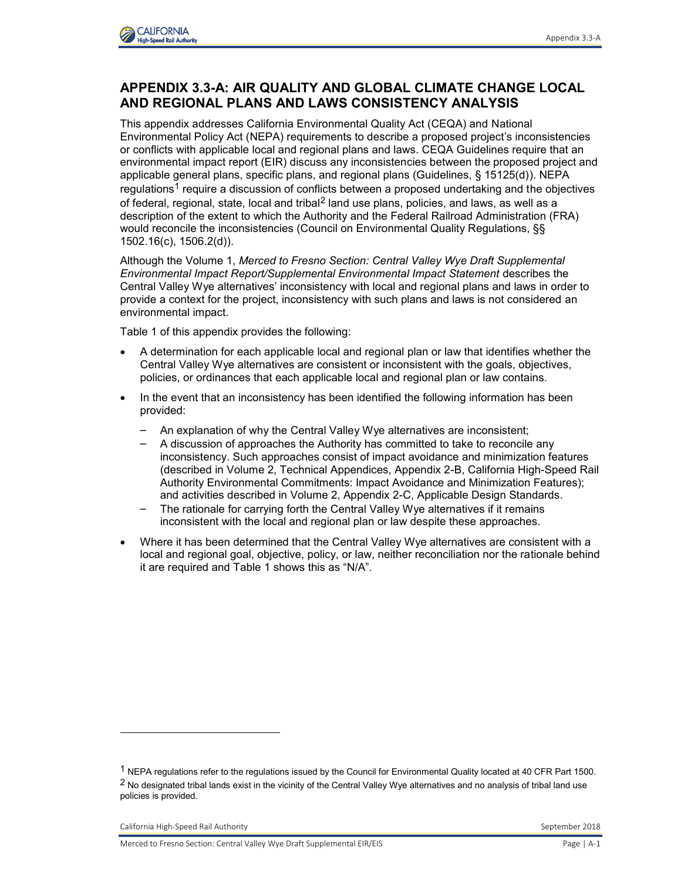## APPENDIX 3.3-A: AIR QUALITY AND GLOBAL CLIMATE CHANGE LOCAL AND REGIONAL PLANS AND LAWS CONSISTENCY ANALYSIS

This appendix addresses California Environmental Quality Act (CEQA) and National Environmental Policy Act (NEPA) requirements to describe a proposed project's inconsistencies or conflicts with applicable local and regional plans and laws. CEQA Guidelines require that an environmental impact report (EIR) discuss any inconsistencies between the proposed project and applicable general plans, specific plans, and regional plans (Guidelines, § 15125(d)). NEPA regulations[1] require a discussion of conflicts between a proposed undertaking and the objectives of federal, regional, state, local and tribal[2] land use plans, policies, and laws, as well as a description of the extent to which the Authority and the Federal Railroad Administration (FRA) would reconcile the inconsistencies (Council on Environmental Quality Regulations, §§ 1502.16(c), 1506.2(d)).

Although the Volume 1, *Merced to Fresno Section: Central Valley Wye Draft Supplemental Environmental Impact Report/Supplemental Environmental Impact Statement* describes the Central Valley Wye alternatives' inconsistency with local and regional plans and laws in order to provide a context for the project, inconsistency with such plans and laws is not considered an environmental impact.

Table 1 of this appendix provides the following:

- A determination for each applicable local and regional plan or law that identifies whether the Central Valley Wye alternatives are consistent or inconsistent with the goals, objectives, policies, or ordinances that each applicable local and regional plan or law contains.
- In the event that an inconsistency has been identified the following information has been provided:
  - An explanation of why the Central Valley Wye alternatives are inconsistent;
  - A discussion of approaches the Authority has committed to take to reconcile any inconsistency. Such approaches consist of impact avoidance and minimization features (described in Volume 2, Technical Appendices, Appendix 2-B, California High-Speed Rail Authority Environmental Commitments: Impact Avoidance and Minimization Features); and activities described in Volume 2, Appendix 2-C, Applicable Design Standards.
  - The rationale for carrying forth the Central Valley Wye alternatives if it remains inconsistent with the local and regional plan or law despite these approaches.
- Where it has been determined that the Central Valley Wye alternatives are consistent with a local and regional goal, objective, policy, or law, neither reconciliation nor the rationale behind it are required and Table 1 shows this as "N/A".

[1] NEPA regulations refer to the regulations issued by the Council for Environmental Quality located at 40 CFR Part 1500.

[2] No designated tribal lands exist in the vicinity of the Central Valley Wye alternatives and no analysis of tribal land use policies is provided.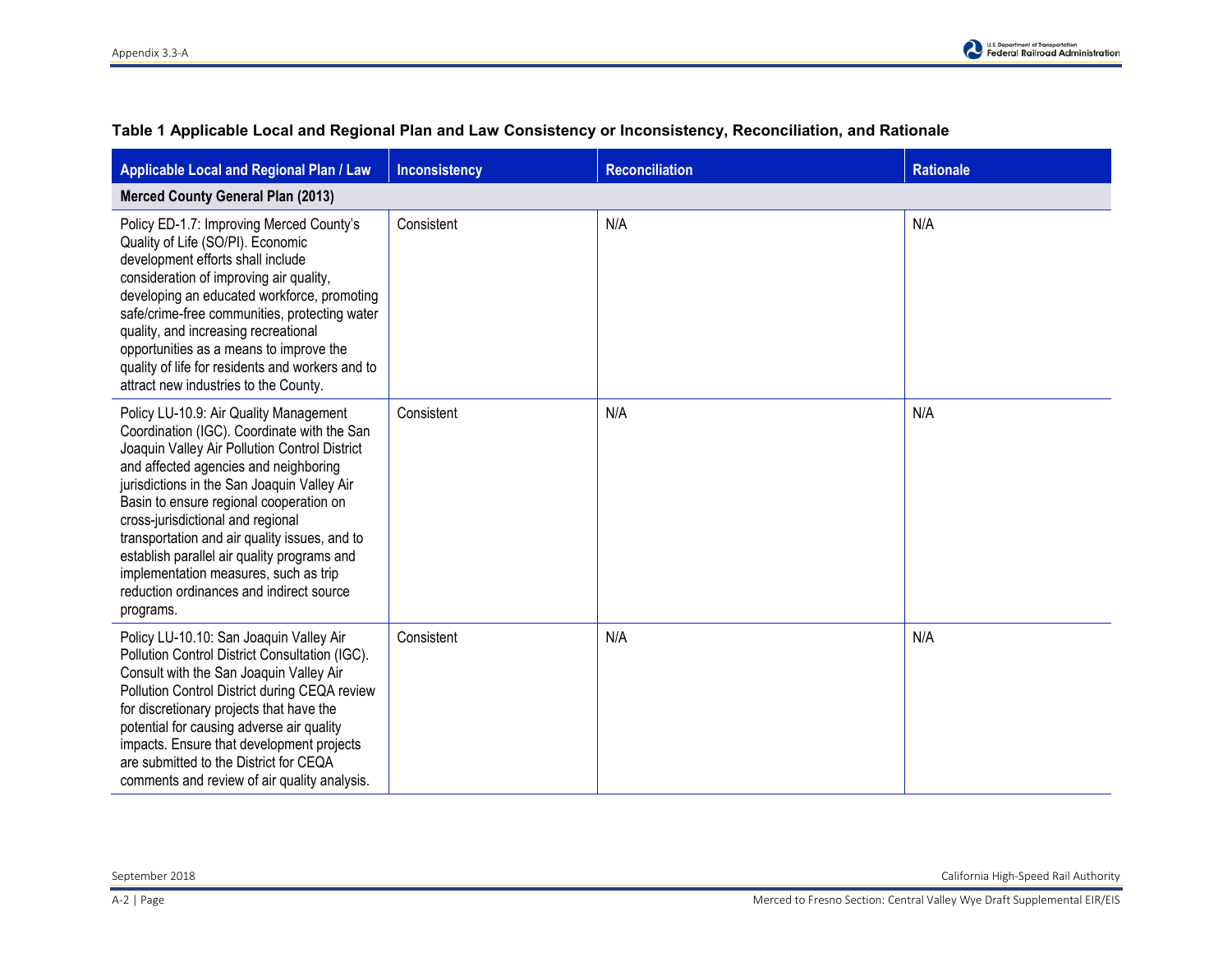**Table 1 Applicable Local and Regional Plan and Law Consistency or Inconsistency, Reconciliation, and Rationale**

| Applicable Local and Regional Plan / Law | Inconsistency | Reconciliation | Rationale |
|---|---|---|---|
| **Merced County General Plan (2013)** | | | |
| Policy ED-1.7: Improving Merced County's Quality of Life (SO/PI). Economic development efforts shall include consideration of improving air quality, developing an educated workforce, promoting safe/crime-free communities, protecting water quality, and increasing recreational opportunities as a means to improve the quality of life for residents and workers and to attract new industries to the County. | Consistent | N/A | N/A |
| Policy LU-10.9: Air Quality Management Coordination (IGC). Coordinate with the San Joaquin Valley Air Pollution Control District and affected agencies and neighboring jurisdictions in the San Joaquin Valley Air Basin to ensure regional cooperation on cross-jurisdictional and regional transportation and air quality issues, and to establish parallel air quality programs and implementation measures, such as trip reduction ordinances and indirect source programs. | Consistent | N/A | N/A |
| Policy LU-10.10: San Joaquin Valley Air Pollution Control District Consultation (IGC). Consult with the San Joaquin Valley Air Pollution Control District during CEQA review for discretionary projects that have the potential for causing adverse air quality impacts. Ensure that development projects are submitted to the District for CEQA comments and review of air quality analysis. | Consistent | N/A | N/A |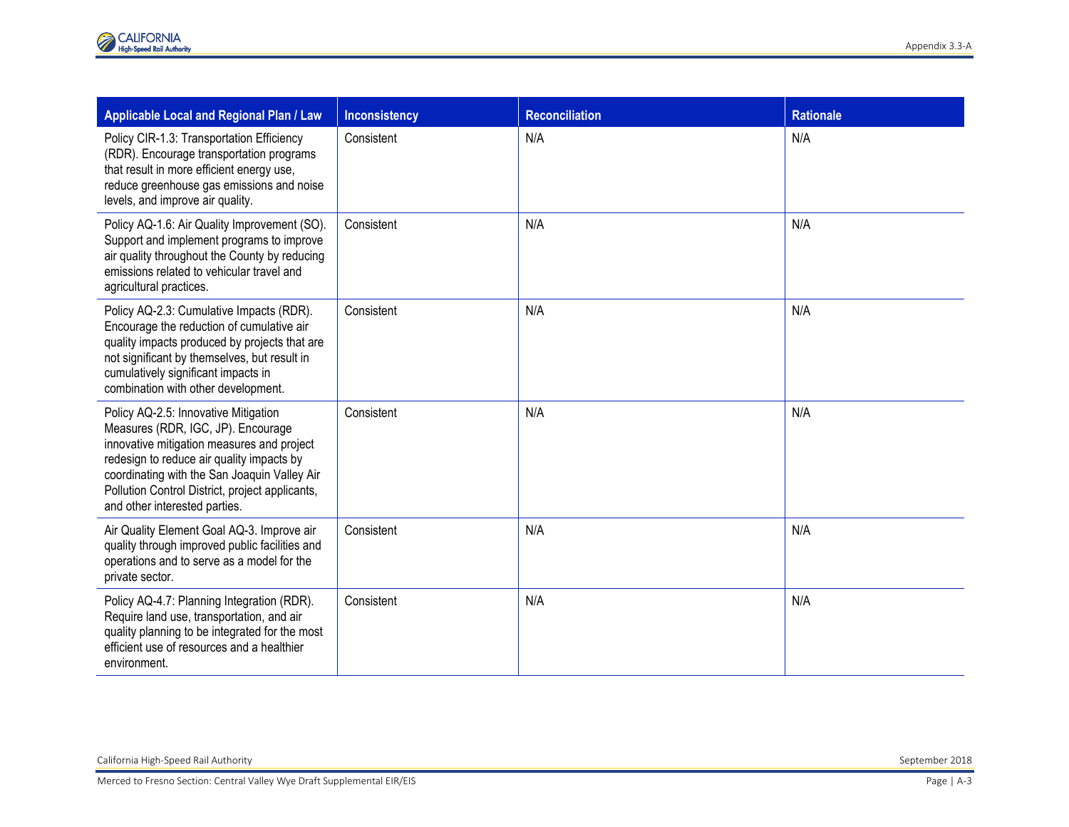| Applicable Local and Regional Plan / Law | Inconsistency | Reconciliation | Rationale |
|---|---|---|---|
| Policy CIR-1.3: Transportation Efficiency (RDR). Encourage transportation programs that result in more efficient energy use, reduce greenhouse gas emissions and noise levels, and improve air quality. | Consistent | N/A | N/A |
| Policy AQ-1.6: Air Quality Improvement (SO). Support and implement programs to improve air quality throughout the County by reducing emissions related to vehicular travel and agricultural practices. | Consistent | N/A | N/A |
| Policy AQ-2.3: Cumulative Impacts (RDR). Encourage the reduction of cumulative air quality impacts produced by projects that are not significant by themselves, but result in cumulatively significant impacts in combination with other development. | Consistent | N/A | N/A |
| Policy AQ-2.5: Innovative Mitigation Measures (RDR, IGC, JP). Encourage innovative mitigation measures and project redesign to reduce air quality impacts by coordinating with the San Joaquin Valley Air Pollution Control District, project applicants, and other interested parties. | Consistent | N/A | N/A |
| Air Quality Element Goal AQ-3. Improve air quality through improved public facilities and operations and to serve as a model for the private sector. | Consistent | N/A | N/A |
| Policy AQ-4.7: Planning Integration (RDR). Require land use, transportation, and air quality planning to be integrated for the most efficient use of resources and a healthier environment. | Consistent | N/A | N/A |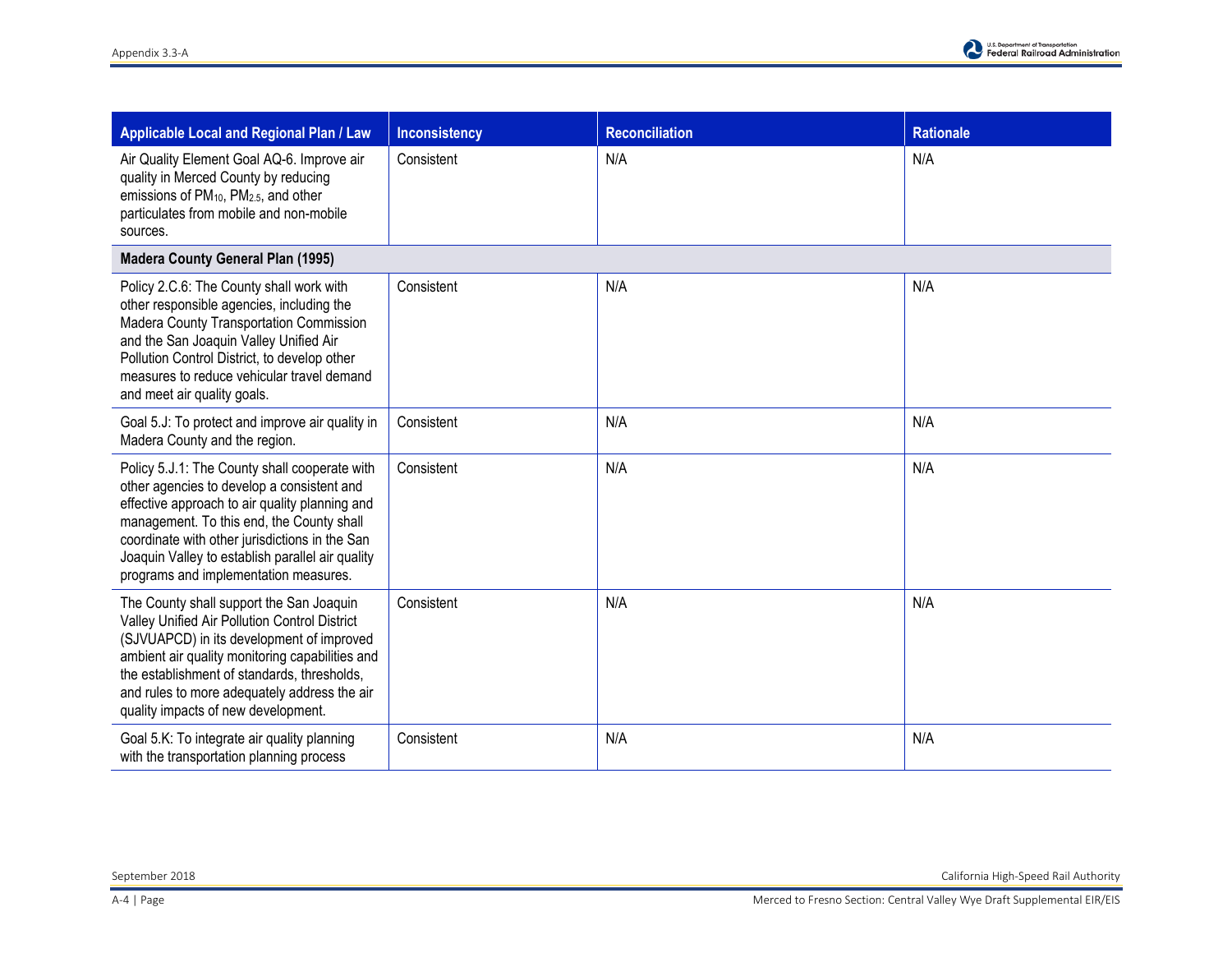| Applicable Local and Regional Plan / Law | Inconsistency | Reconciliation | Rationale |
|---|---|---|---|
| Air Quality Element Goal AQ-6. Improve air quality in Merced County by reducing emissions of $PM_{10}$, $PM_{2.5}$, and other particulates from mobile and non-mobile sources. | Consistent | N/A | N/A |
| **Madera County General Plan (1995)** | | | |
| Policy 2.C.6: The County shall work with other responsible agencies, including the Madera County Transportation Commission and the San Joaquin Valley Unified Air Pollution Control District, to develop other measures to reduce vehicular travel demand and meet air quality goals. | Consistent | N/A | N/A |
| Goal 5.J: To protect and improve air quality in Madera County and the region. | Consistent | N/A | N/A |
| Policy 5.J.1: The County shall cooperate with other agencies to develop a consistent and effective approach to air quality planning and management. To this end, the County shall coordinate with other jurisdictions in the San Joaquin Valley to establish parallel air quality programs and implementation measures. | Consistent | N/A | N/A |
| The County shall support the San Joaquin Valley Unified Air Pollution Control District (SJVUAPCD) in its development of improved ambient air quality monitoring capabilities and the establishment of standards, thresholds, and rules to more adequately address the air quality impacts of new development. | Consistent | N/A | N/A |
| Goal 5.K: To integrate air quality planning with the transportation planning process | Consistent | N/A | N/A |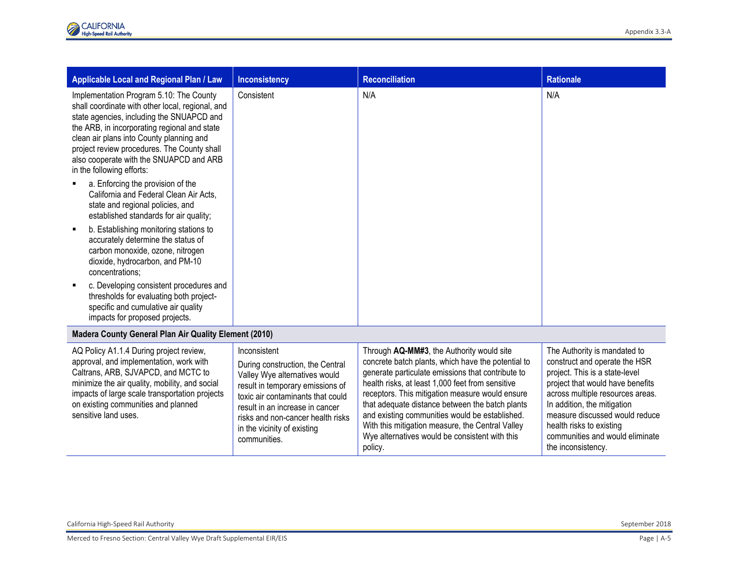| Applicable Local and Regional Plan / Law | Inconsistency | Reconciliation | Rationale |
|---|---|---|---|
| Implementation Program 5.10: The County shall coordinate with other local, regional, and state agencies, including the SNUAPCD and the ARB, in incorporating regional and state clean air plans into County planning and project review procedures. The County shall also cooperate with the SNUAPCD and ARB in the following efforts:<br>▪ a. Enforcing the provision of the California and Federal Clean Air Acts, state and regional policies, and established standards for air quality;<br>▪ b. Establishing monitoring stations to accurately determine the status of carbon monoxide, ozone, nitrogen dioxide, hydrocarbon, and PM-10 concentrations;<br>▪ c. Developing consistent procedures and thresholds for evaluating both project-specific and cumulative air quality impacts for proposed projects. | Consistent | N/A | N/A |
| **Madera County General Plan Air Quality Element (2010)** | | | |
| AQ Policy A1.1.4 During project review, approval, and implementation, work with Caltrans, ARB, SJVAPCD, and MCTC to minimize the air quality, mobility, and social impacts of large scale transportation projects on existing communities and planned sensitive land uses. | Inconsistent<br>During construction, the Central Valley Wye alternatives would result in temporary emissions of toxic air contaminants that could result in an increase in cancer risks and non-cancer health risks in the vicinity of existing communities. | Through **AQ-MM#3**, the Authority would site concrete batch plants, which have the potential to generate particulate emissions that contribute to health risks, at least 1,000 feet from sensitive receptors. This mitigation measure would ensure that adequate distance between the batch plants and existing communities would be established. With this mitigation measure, the Central Valley Wye alternatives would be consistent with this policy. | The Authority is mandated to construct and operate the HSR project. This is a state-level project that would have benefits across multiple resources areas. In addition, the mitigation measure discussed would reduce health risks to existing communities and would eliminate the inconsistency. |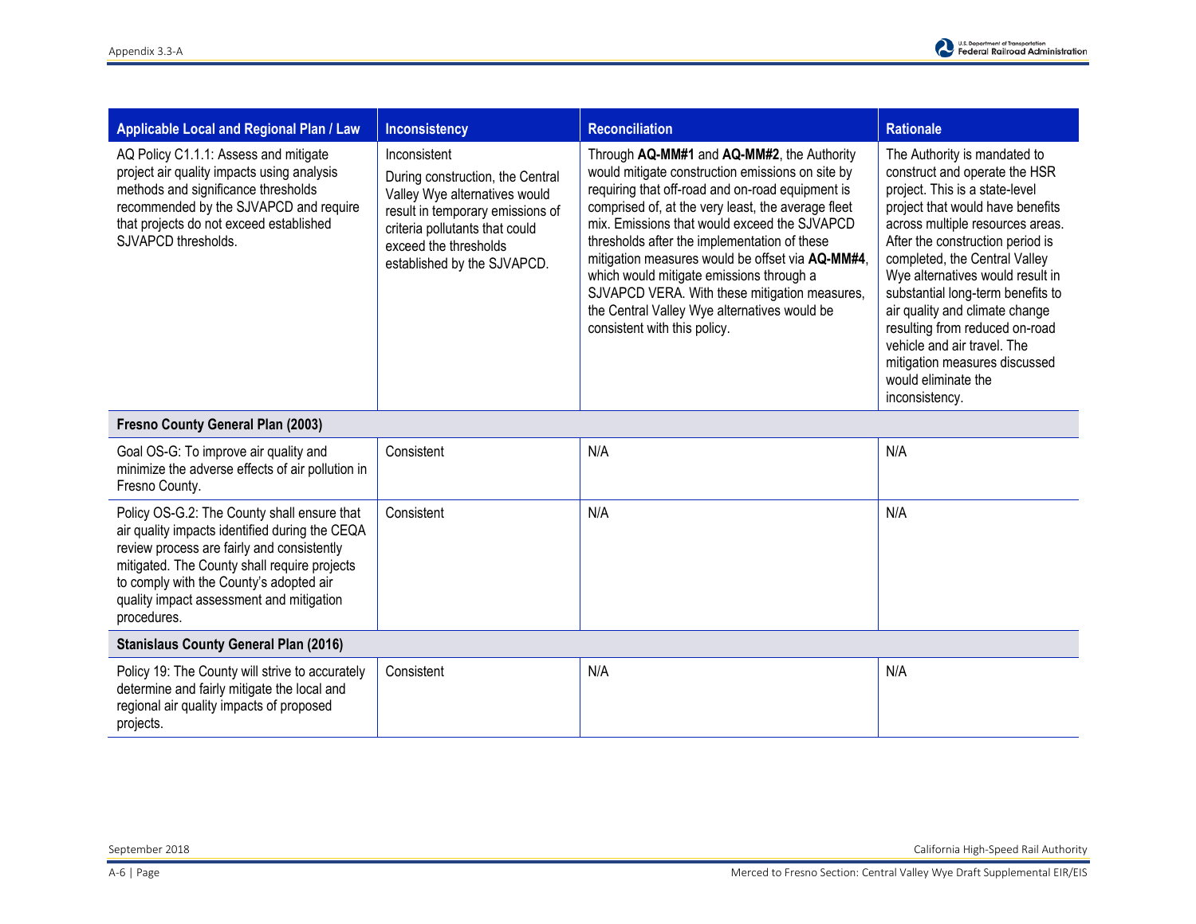| Applicable Local and Regional Plan / Law | Inconsistency | Reconciliation | Rationale |
|---|---|---|---|
| AQ Policy C1.1.1: Assess and mitigate project air quality impacts using analysis methods and significance thresholds recommended by the SJVAPCD and require that projects do not exceed established SJVAPCD thresholds. | Inconsistent<br>During construction, the Central Valley Wye alternatives would result in temporary emissions of criteria pollutants that could exceed the thresholds established by the SJVAPCD. | Through **AQ-MM#1** and **AQ-MM#2**, the Authority would mitigate construction emissions on site by requiring that off-road and on-road equipment is comprised of, at the very least, the average fleet mix. Emissions that would exceed the SJVAPCD thresholds after the implementation of these mitigation measures would be offset via **AQ-MM#4**, which would mitigate emissions through a SJVAPCD VERA. With these mitigation measures, the Central Valley Wye alternatives would be consistent with this policy. | The Authority is mandated to construct and operate the HSR project. This is a state-level project that would have benefits across multiple resources areas. After the construction period is completed, the Central Valley Wye alternatives would result in substantial long-term benefits to air quality and climate change resulting from reduced on-road vehicle and air travel. The mitigation measures discussed would eliminate the inconsistency. |
| **Fresno County General Plan (2003)** | | | |
| Goal OS-G: To improve air quality and minimize the adverse effects of air pollution in Fresno County. | Consistent | N/A | N/A |
| Policy OS-G.2: The County shall ensure that air quality impacts identified during the CEQA review process are fairly and consistently mitigated. The County shall require projects to comply with the County's adopted air quality impact assessment and mitigation procedures. | Consistent | N/A | N/A |
| **Stanislaus County General Plan (2016)** | | | |
| Policy 19: The County will strive to accurately determine and fairly mitigate the local and regional air quality impacts of proposed projects. | Consistent | N/A | N/A |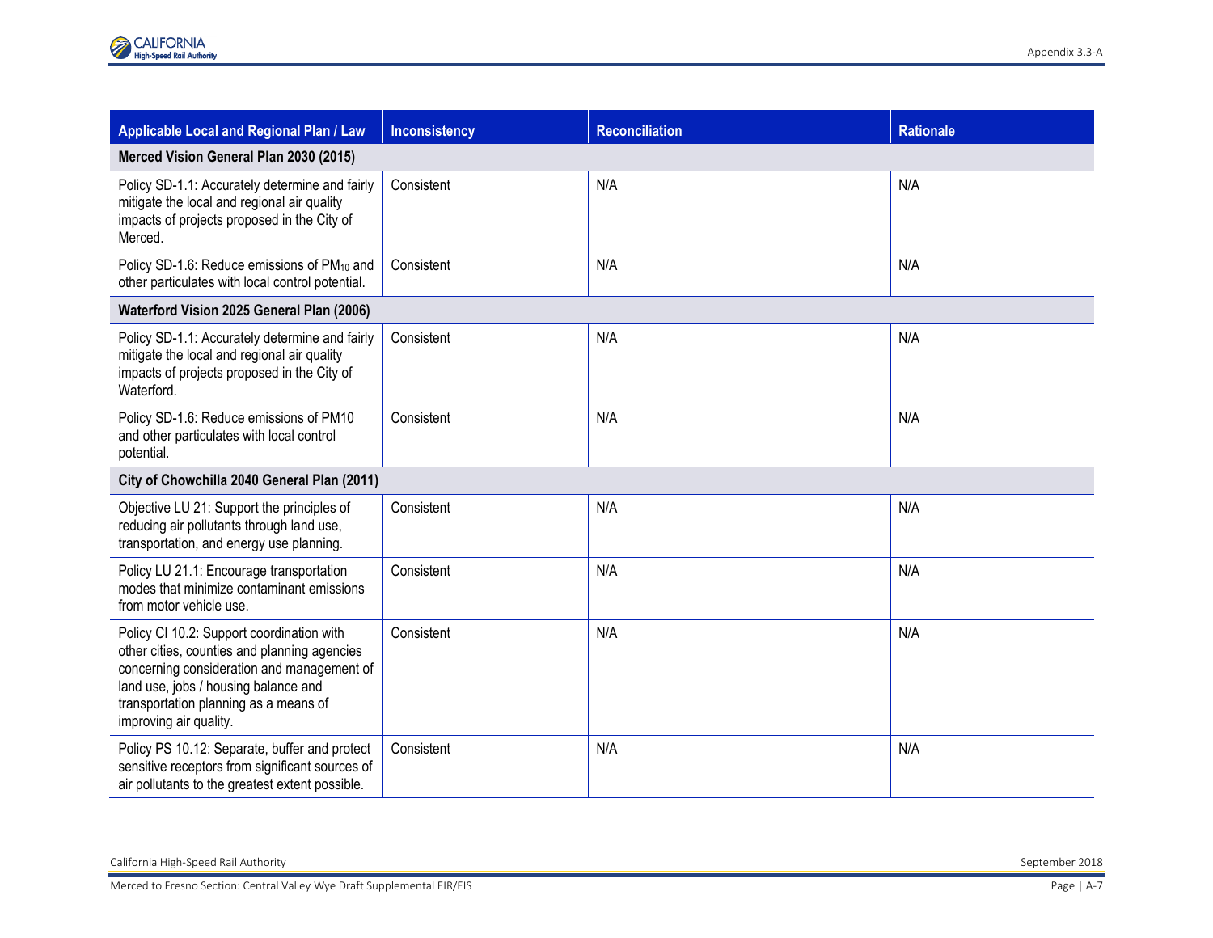| Applicable Local and Regional Plan / Law | Inconsistency | Reconciliation | Rationale |
|---|---|---|---|
| **Merced Vision General Plan 2030 (2015)** | | | |
| Policy SD-1.1: Accurately determine and fairly mitigate the local and regional air quality impacts of projects proposed in the City of Merced. | Consistent | N/A | N/A |
| Policy SD-1.6: Reduce emissions of $PM_{10}$ and other particulates with local control potential. | Consistent | N/A | N/A |
| **Waterford Vision 2025 General Plan (2006)** | | | |
| Policy SD-1.1: Accurately determine and fairly mitigate the local and regional air quality impacts of projects proposed in the City of Waterford. | Consistent | N/A | N/A |
| Policy SD-1.6: Reduce emissions of PM10 and other particulates with local control potential. | Consistent | N/A | N/A |
| **City of Chowchilla 2040 General Plan (2011)** | | | |
| Objective LU 21: Support the principles of reducing air pollutants through land use, transportation, and energy use planning. | Consistent | N/A | N/A |
| Policy LU 21.1: Encourage transportation modes that minimize contaminant emissions from motor vehicle use. | Consistent | N/A | N/A |
| Policy CI 10.2: Support coordination with other cities, counties and planning agencies concerning consideration and management of land use, jobs / housing balance and transportation planning as a means of improving air quality. | Consistent | N/A | N/A |
| Policy PS 10.12: Separate, buffer and protect sensitive receptors from significant sources of air pollutants to the greatest extent possible. | Consistent | N/A | N/A |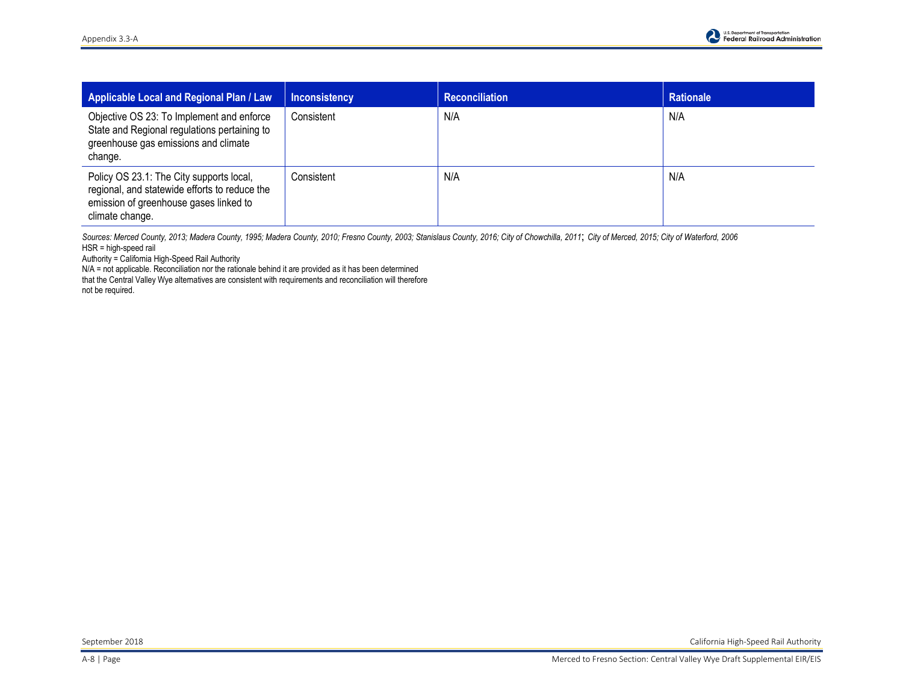| Applicable Local and Regional Plan / Law | Inconsistency | Reconciliation | Rationale |
|---|---|---|---|
| Objective OS 23: To Implement and enforce State and Regional regulations pertaining to greenhouse gas emissions and climate change. | Consistent | N/A | N/A |
| Policy OS 23.1: The City supports local, regional, and statewide efforts to reduce the emission of greenhouse gases linked to climate change. | Consistent | N/A | N/A |

*Sources: Merced County, 2013; Madera County, 1995; Madera County, 2010; Fresno County, 2003; Stanislaus County, 2016; City of Chowchilla, 2011; City of Merced, 2015; City of Waterford, 2006*

HSR = high-speed rail

Authority = California High-Speed Rail Authority

N/A = not applicable. Reconciliation nor the rationale behind it are provided as it has been determined that the Central Valley Wye alternatives are consistent with requirements and reconciliation will therefore not be required.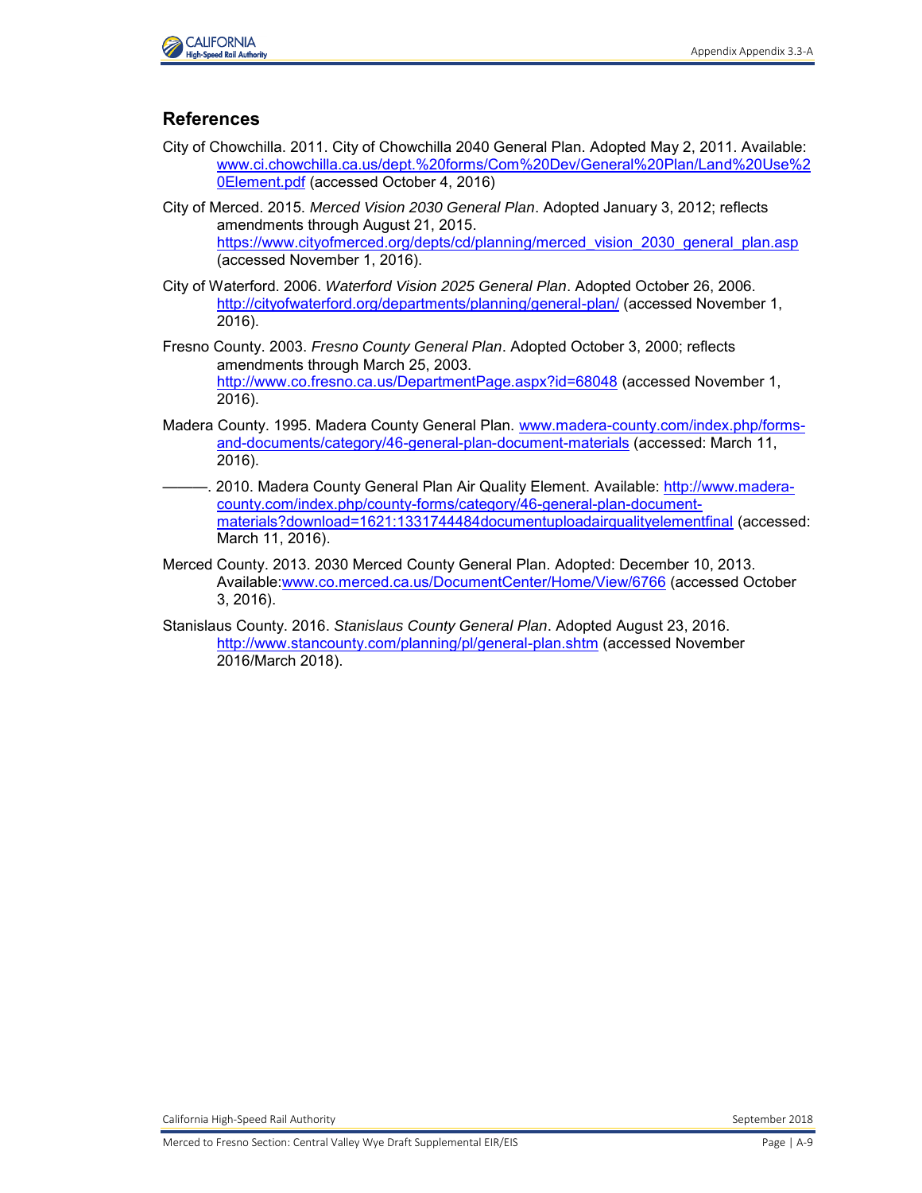## References

City of Chowchilla. 2011. City of Chowchilla 2040 General Plan. Adopted May 2, 2011. Available: www.ci.chowchilla.ca.us/dept.%20forms/Com%20Dev/General%20Plan/Land%20Use%20Element.pdf (accessed October 4, 2016)

City of Merced. 2015. *Merced Vision 2030 General Plan*. Adopted January 3, 2012; reflects amendments through August 21, 2015. https://www.cityofmerced.org/depts/cd/planning/merced_vision_2030_general_plan.asp (accessed November 1, 2016).

City of Waterford. 2006. *Waterford Vision 2025 General Plan*. Adopted October 26, 2006. http://cityofwaterford.org/departments/planning/general-plan/ (accessed November 1, 2016).

Fresno County. 2003. *Fresno County General Plan*. Adopted October 3, 2000; reflects amendments through March 25, 2003. http://www.co.fresno.ca.us/DepartmentPage.aspx?id=68048 (accessed November 1, 2016).

Madera County. 1995. Madera County General Plan. www.madera-county.com/index.php/forms-and-documents/category/46-general-plan-document-materials (accessed: March 11, 2016).

———. 2010. Madera County General Plan Air Quality Element. Available: http://www.madera-county.com/index.php/county-forms/category/46-general-plan-document-materials?download=1621:1331744484documentuploadairqualityelementfinal (accessed: March 11, 2016).

Merced County. 2013. 2030 Merced County General Plan. Adopted: December 10, 2013. Available:www.co.merced.ca.us/DocumentCenter/Home/View/6766 (accessed October 3, 2016).

Stanislaus County. 2016. *Stanislaus County General Plan*. Adopted August 23, 2016. http://www.stancounty.com/planning/pl/general-plan.shtm (accessed November 2016/March 2018).